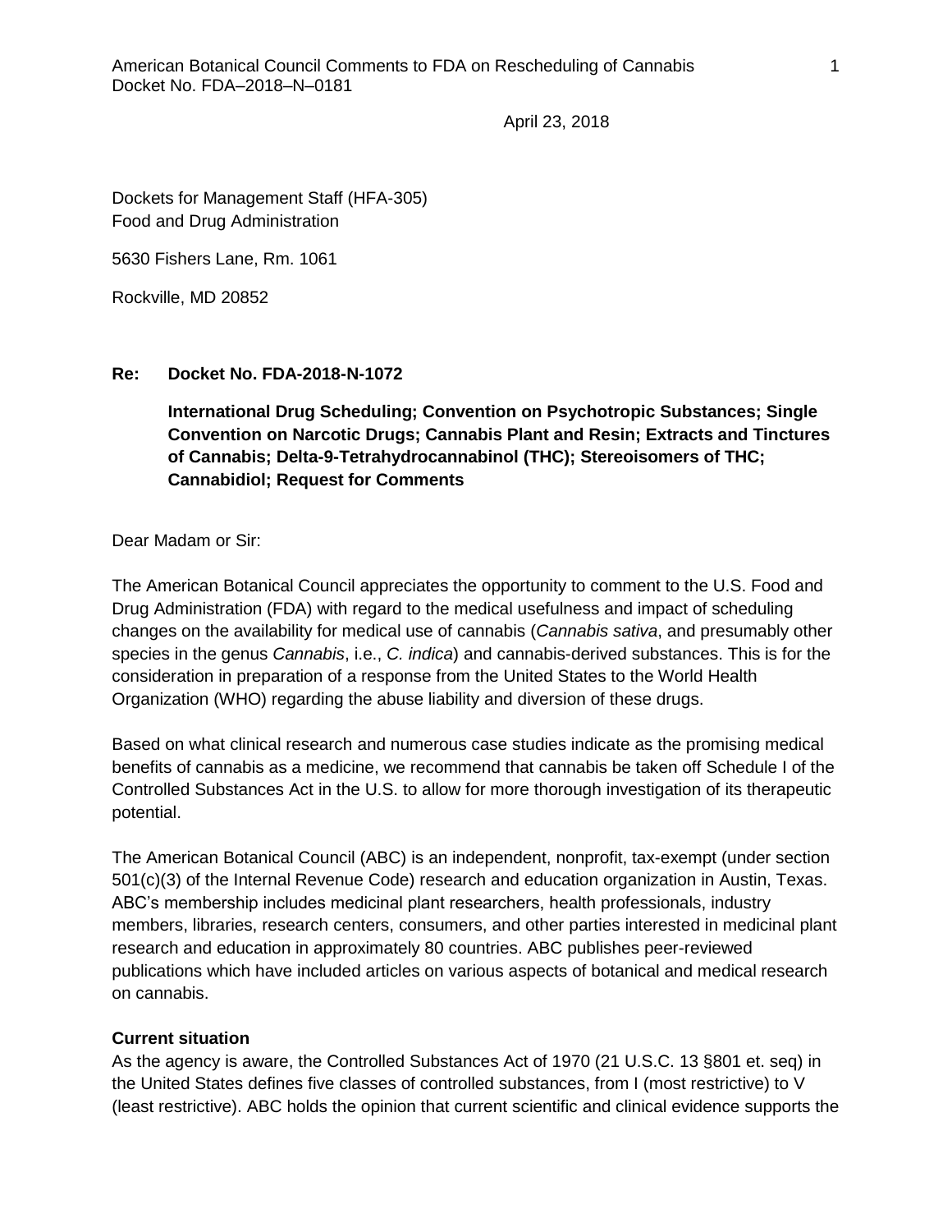April 23, 2018

Dockets for Management Staff (HFA-305)
Food and Drug Administration

5630 Fishers Lane, Rm. 1061

Rockville, MD 20852

**Re: Docket No. FDA-2018-N-1072**

**International Drug Scheduling; Convention on Psychotropic Substances; Single Convention on Narcotic Drugs; Cannabis Plant and Resin; Extracts and Tinctures of Cannabis; Delta-9-Tetrahydrocannabinol (THC); Stereoisomers of THC; Cannabidiol; Request for Comments**

Dear Madam or Sir:

The American Botanical Council appreciates the opportunity to comment to the U.S. Food and Drug Administration (FDA) with regard to the medical usefulness and impact of scheduling changes on the availability for medical use of cannabis (*Cannabis sativa*, and presumably other species in the genus *Cannabis*, i.e., *C. indica*) and cannabis-derived substances. This is for the consideration in preparation of a response from the United States to the World Health Organization (WHO) regarding the abuse liability and diversion of these drugs.

Based on what clinical research and numerous case studies indicate as the promising medical benefits of cannabis as a medicine, we recommend that cannabis be taken off Schedule I of the Controlled Substances Act in the U.S. to allow for more thorough investigation of its therapeutic potential.

The American Botanical Council (ABC) is an independent, nonprofit, tax-exempt (under section 501(c)(3) of the Internal Revenue Code) research and education organization in Austin, Texas. ABC's membership includes medicinal plant researchers, health professionals, industry members, libraries, research centers, consumers, and other parties interested in medicinal plant research and education in approximately 80 countries. ABC publishes peer-reviewed publications which have included articles on various aspects of botanical and medical research on cannabis.

**Current situation**

As the agency is aware, the Controlled Substances Act of 1970 (21 U.S.C. 13 §801 et. seq) in the United States defines five classes of controlled substances, from I (most restrictive) to V (least restrictive). ABC holds the opinion that current scientific and clinical evidence supports the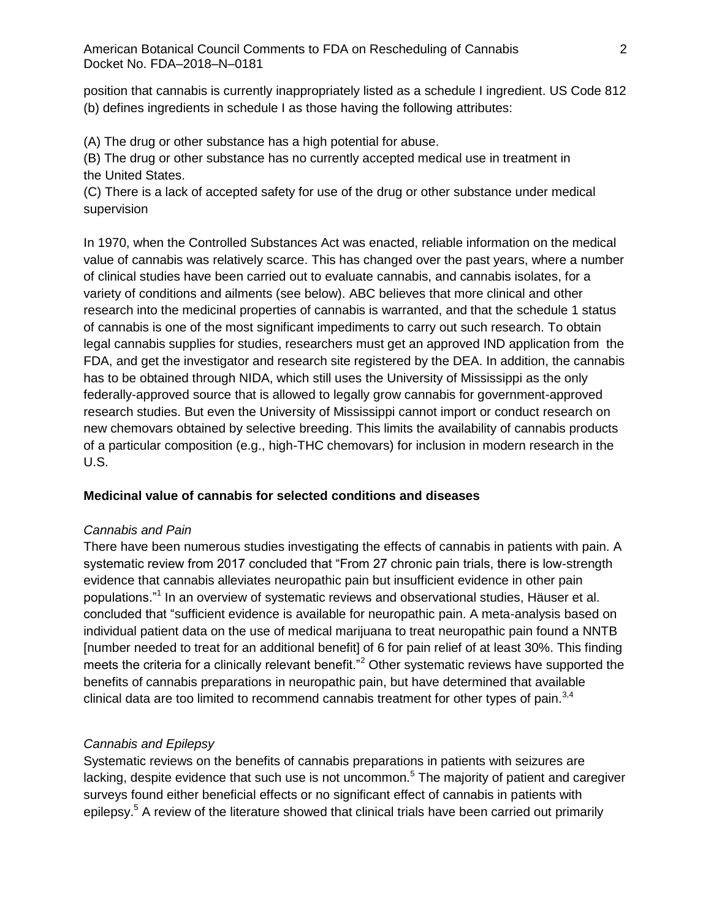position that cannabis is currently inappropriately listed as a schedule I ingredient. US Code 812 (b) defines ingredients in schedule I as those having the following attributes:

(A) The drug or other substance has a high potential for abuse.
(B) The drug or other substance has no currently accepted medical use in treatment in the United States.
(C) There is a lack of accepted safety for use of the drug or other substance under medical supervision

In 1970, when the Controlled Substances Act was enacted, reliable information on the medical value of cannabis was relatively scarce. This has changed over the past years, where a number of clinical studies have been carried out to evaluate cannabis, and cannabis isolates, for a variety of conditions and ailments (see below). ABC believes that more clinical and other research into the medicinal properties of cannabis is warranted, and that the schedule 1 status of cannabis is one of the most significant impediments to carry out such research. To obtain legal cannabis supplies for studies, researchers must get an approved IND application from the FDA, and get the investigator and research site registered by the DEA. In addition, the cannabis has to be obtained through NIDA, which still uses the University of Mississippi as the only federally-approved source that is allowed to legally grow cannabis for government-approved research studies. But even the University of Mississippi cannot import or conduct research on new chemovars obtained by selective breeding. This limits the availability of cannabis products of a particular composition (e.g., high-THC chemovars) for inclusion in modern research in the U.S.

**Medicinal value of cannabis for selected conditions and diseases**

*Cannabis and Pain*

There have been numerous studies investigating the effects of cannabis in patients with pain. A systematic review from 2017 concluded that "From 27 chronic pain trials, there is low-strength evidence that cannabis alleviates neuropathic pain but insufficient evidence in other pain populations."[1] In an overview of systematic reviews and observational studies, Häuser et al. concluded that "sufficient evidence is available for neuropathic pain. A meta-analysis based on individual patient data on the use of medical marijuana to treat neuropathic pain found a NNTB [number needed to treat for an additional benefit] of 6 for pain relief of at least 30%. This finding meets the criteria for a clinically relevant benefit."[2] Other systematic reviews have supported the benefits of cannabis preparations in neuropathic pain, but have determined that available clinical data are too limited to recommend cannabis treatment for other types of pain.[3,4]

*Cannabis and Epilepsy*

Systematic reviews on the benefits of cannabis preparations in patients with seizures are lacking, despite evidence that such use is not uncommon.[5] The majority of patient and caregiver surveys found either beneficial effects or no significant effect of cannabis in patients with epilepsy.[5] A review of the literature showed that clinical trials have been carried out primarily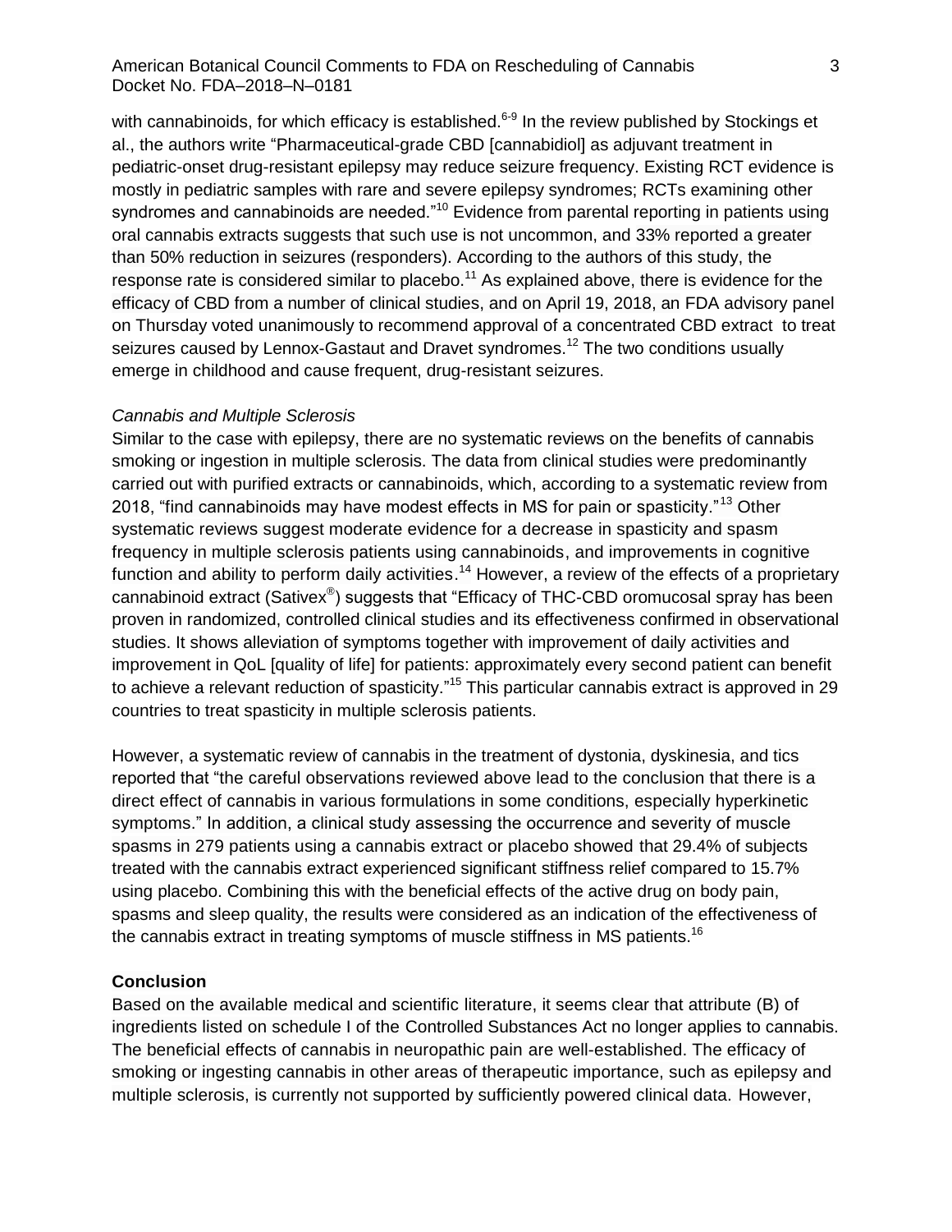with cannabinoids, for which efficacy is established.[6-9] In the review published by Stockings et al., the authors write "Pharmaceutical-grade CBD [cannabidiol] as adjuvant treatment in pediatric-onset drug-resistant epilepsy may reduce seizure frequency. Existing RCT evidence is mostly in pediatric samples with rare and severe epilepsy syndromes; RCTs examining other syndromes and cannabinoids are needed."[10] Evidence from parental reporting in patients using oral cannabis extracts suggests that such use is not uncommon, and 33% reported a greater than 50% reduction in seizures (responders). According to the authors of this study, the response rate is considered similar to placebo.[11] As explained above, there is evidence for the efficacy of CBD from a number of clinical studies, and on April 19, 2018, an FDA advisory panel on Thursday voted unanimously to recommend approval of a concentrated CBD extract to treat seizures caused by Lennox-Gastaut and Dravet syndromes.[12] The two conditions usually emerge in childhood and cause frequent, drug-resistant seizures.

*Cannabis and Multiple Sclerosis*

Similar to the case with epilepsy, there are no systematic reviews on the benefits of cannabis smoking or ingestion in multiple sclerosis. The data from clinical studies were predominantly carried out with purified extracts or cannabinoids, which, according to a systematic review from 2018, "find cannabinoids may have modest effects in MS for pain or spasticity."[13] Other systematic reviews suggest moderate evidence for a decrease in spasticity and spasm frequency in multiple sclerosis patients using cannabinoids, and improvements in cognitive function and ability to perform daily activities.[14] However, a review of the effects of a proprietary cannabinoid extract (Sativex®) suggests that "Efficacy of THC-CBD oromucosal spray has been proven in randomized, controlled clinical studies and its effectiveness confirmed in observational studies. It shows alleviation of symptoms together with improvement of daily activities and improvement in QoL [quality of life] for patients: approximately every second patient can benefit to achieve a relevant reduction of spasticity."[15] This particular cannabis extract is approved in 29 countries to treat spasticity in multiple sclerosis patients.

However, a systematic review of cannabis in the treatment of dystonia, dyskinesia, and tics reported that "the careful observations reviewed above lead to the conclusion that there is a direct effect of cannabis in various formulations in some conditions, especially hyperkinetic symptoms." In addition, a clinical study assessing the occurrence and severity of muscle spasms in 279 patients using a cannabis extract or placebo showed that 29.4% of subjects treated with the cannabis extract experienced significant stiffness relief compared to 15.7% using placebo. Combining this with the beneficial effects of the active drug on body pain, spasms and sleep quality, the results were considered as an indication of the effectiveness of the cannabis extract in treating symptoms of muscle stiffness in MS patients.[16]

**Conclusion**

Based on the available medical and scientific literature, it seems clear that attribute (B) of ingredients listed on schedule I of the Controlled Substances Act no longer applies to cannabis. The beneficial effects of cannabis in neuropathic pain are well-established. The efficacy of smoking or ingesting cannabis in other areas of therapeutic importance, such as epilepsy and multiple sclerosis, is currently not supported by sufficiently powered clinical data. However,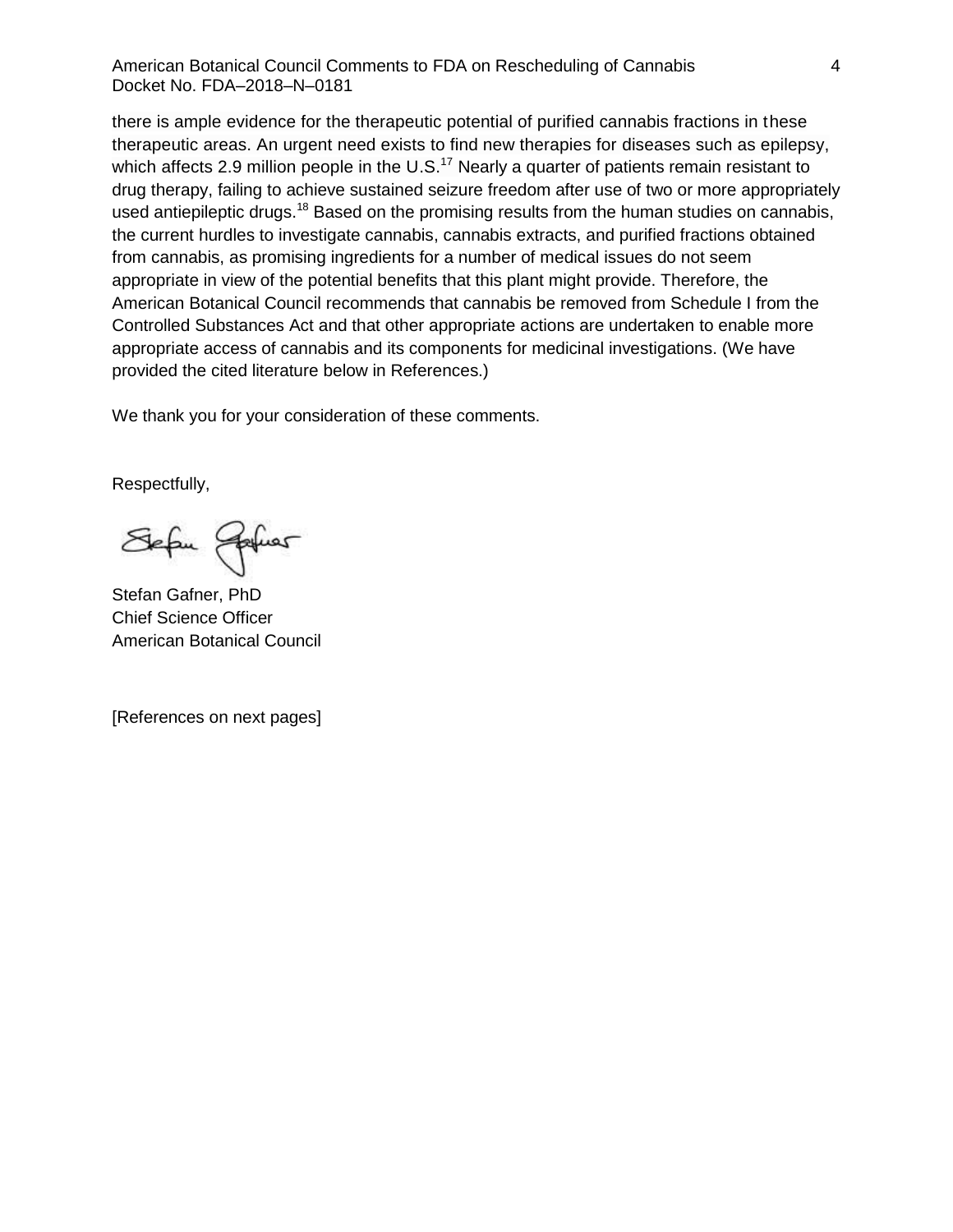there is ample evidence for the therapeutic potential of purified cannabis fractions in these therapeutic areas. An urgent need exists to find new therapies for diseases such as epilepsy, which affects 2.9 million people in the U.S.[17] Nearly a quarter of patients remain resistant to drug therapy, failing to achieve sustained seizure freedom after use of two or more appropriately used antiepileptic drugs.[18] Based on the promising results from the human studies on cannabis, the current hurdles to investigate cannabis, cannabis extracts, and purified fractions obtained from cannabis, as promising ingredients for a number of medical issues do not seem appropriate in view of the potential benefits that this plant might provide. Therefore, the American Botanical Council recommends that cannabis be removed from Schedule I from the Controlled Substances Act and that other appropriate actions are undertaken to enable more appropriate access of cannabis and its components for medicinal investigations. (We have provided the cited literature below in References.)

We thank you for your consideration of these comments.

Respectfully,

Stefan Gafner, PhD
Chief Science Officer
American Botanical Council

[References on next pages]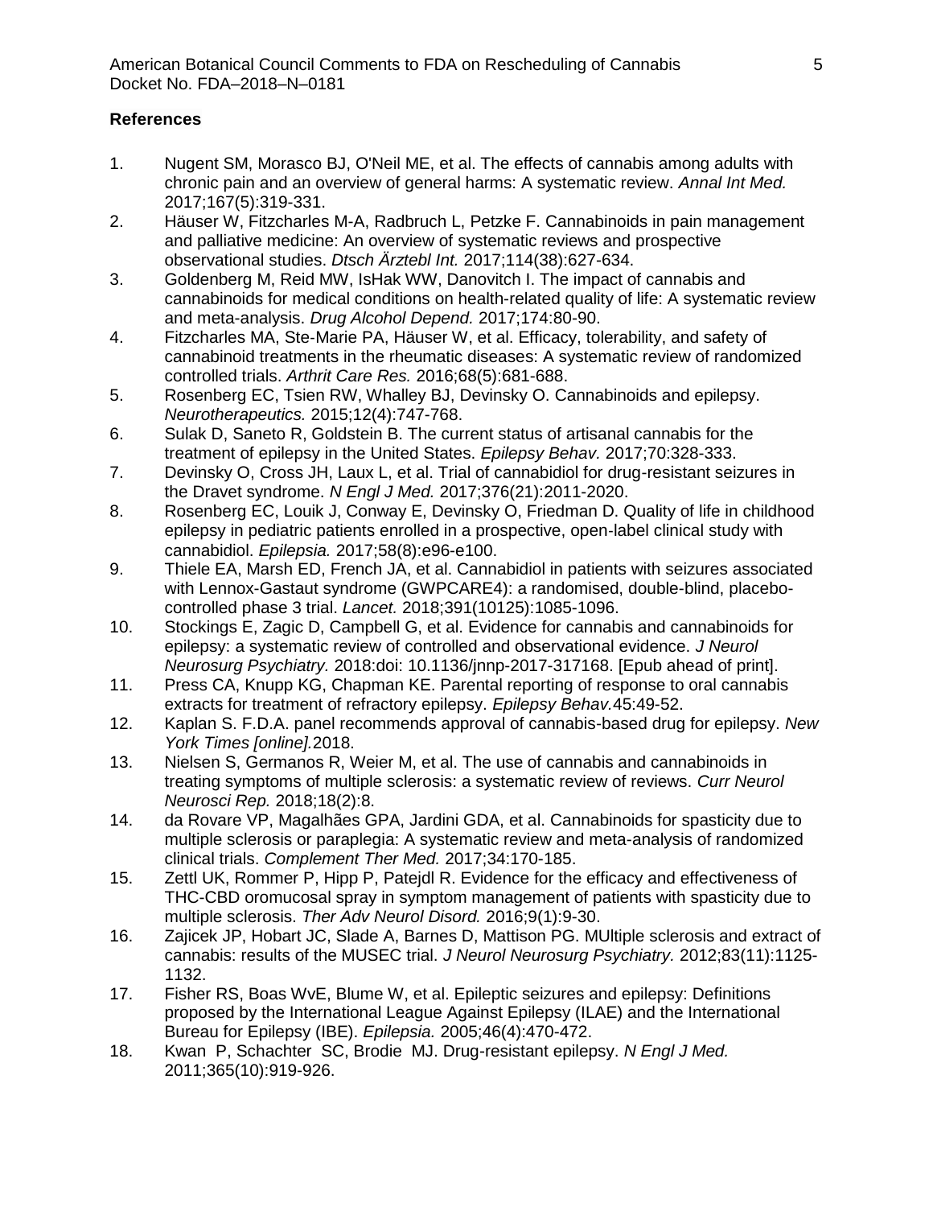## References

1. Nugent SM, Morasco BJ, O'Neil ME, et al. The effects of cannabis among adults with chronic pain and an overview of general harms: A systematic review. *Annal Int Med.* 2017;167(5):319-331.
2. Häuser W, Fitzcharles M-A, Radbruch L, Petzke F. Cannabinoids in pain management and palliative medicine: An overview of systematic reviews and prospective observational studies. *Dtsch Ärztebl Int.* 2017;114(38):627-634.
3. Goldenberg M, Reid MW, IsHak WW, Danovitch I. The impact of cannabis and cannabinoids for medical conditions on health-related quality of life: A systematic review and meta-analysis. *Drug Alcohol Depend.* 2017;174:80-90.
4. Fitzcharles MA, Ste-Marie PA, Häuser W, et al. Efficacy, tolerability, and safety of cannabinoid treatments in the rheumatic diseases: A systematic review of randomized controlled trials. *Arthrit Care Res.* 2016;68(5):681-688.
5. Rosenberg EC, Tsien RW, Whalley BJ, Devinsky O. Cannabinoids and epilepsy. *Neurotherapeutics.* 2015;12(4):747-768.
6. Sulak D, Saneto R, Goldstein B. The current status of artisanal cannabis for the treatment of epilepsy in the United States. *Epilepsy Behav.* 2017;70:328-333.
7. Devinsky O, Cross JH, Laux L, et al. Trial of cannabidiol for drug-resistant seizures in the Dravet syndrome. *N Engl J Med.* 2017;376(21):2011-2020.
8. Rosenberg EC, Louik J, Conway E, Devinsky O, Friedman D. Quality of life in childhood epilepsy in pediatric patients enrolled in a prospective, open-label clinical study with cannabidiol. *Epilepsia.* 2017;58(8):e96-e100.
9. Thiele EA, Marsh ED, French JA, et al. Cannabidiol in patients with seizures associated with Lennox-Gastaut syndrome (GWPCARE4): a randomised, double-blind, placebo-controlled phase 3 trial. *Lancet.* 2018;391(10125):1085-1096.
10. Stockings E, Zagic D, Campbell G, et al. Evidence for cannabis and cannabinoids for epilepsy: a systematic review of controlled and observational evidence. *J Neurol Neurosurg Psychiatry.* 2018:doi: 10.1136/jnnp-2017-317168. [Epub ahead of print].
11. Press CA, Knupp KG, Chapman KE. Parental reporting of response to oral cannabis extracts for treatment of refractory epilepsy. *Epilepsy Behav.*45:49-52.
12. Kaplan S. F.D.A. panel recommends approval of cannabis-based drug for epilepsy. *New York Times [online].*2018.
13. Nielsen S, Germanos R, Weier M, et al. The use of cannabis and cannabinoids in treating symptoms of multiple sclerosis: a systematic review of reviews. *Curr Neurol Neurosci Rep.* 2018;18(2):8.
14. da Rovare VP, Magalhães GPA, Jardini GDA, et al. Cannabinoids for spasticity due to multiple sclerosis or paraplegia: A systematic review and meta-analysis of randomized clinical trials. *Complement Ther Med.* 2017;34:170-185.
15. Zettl UK, Rommer P, Hipp P, Patejdl R. Evidence for the efficacy and effectiveness of THC-CBD oromucosal spray in symptom management of patients with spasticity due to multiple sclerosis. *Ther Adv Neurol Disord.* 2016;9(1):9-30.
16. Zajicek JP, Hobart JC, Slade A, Barnes D, Mattison PG. MUltiple sclerosis and extract of cannabis: results of the MUSEC trial. *J Neurol Neurosurg Psychiatry.* 2012;83(11):1125-1132.
17. Fisher RS, Boas WvE, Blume W, et al. Epileptic seizures and epilepsy: Definitions proposed by the International League Against Epilepsy (ILAE) and the International Bureau for Epilepsy (IBE). *Epilepsia.* 2005;46(4):470-472.
18. Kwan P, Schachter SC, Brodie MJ. Drug-resistant epilepsy. *N Engl J Med.* 2011;365(10):919-926.